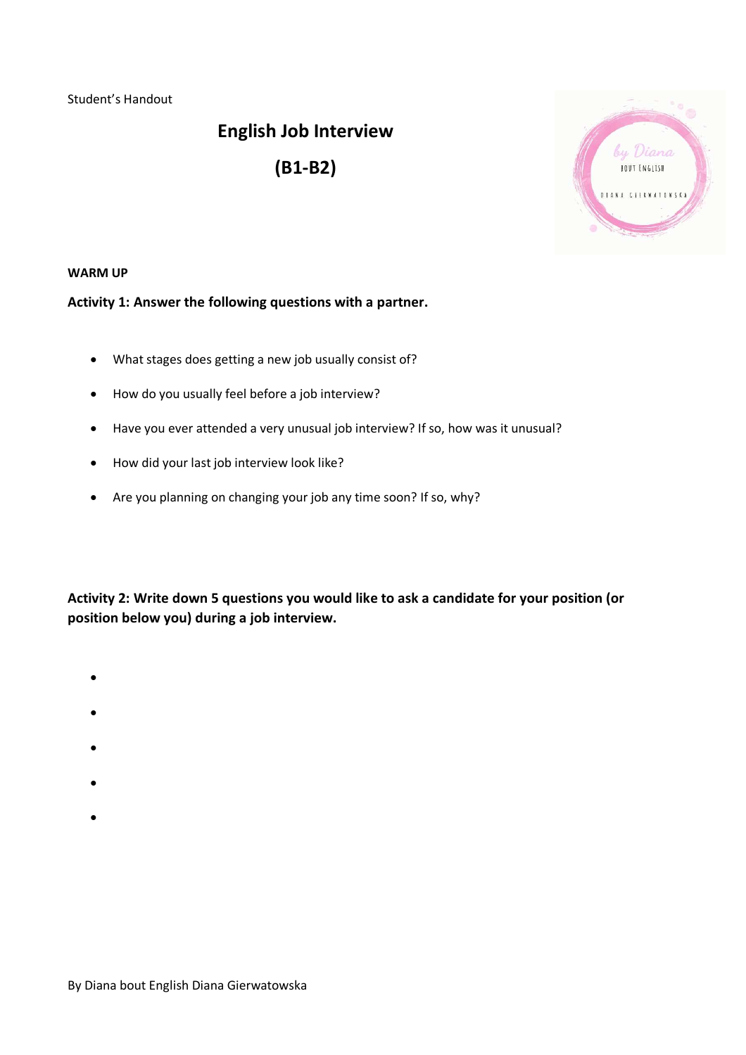Student's Handout

# English Job Interview

# (B1-B2)

**WARM UP**

**Activity 1: Answer the following questions with a partner.**

- What stages does getting a new job usually consist of?
- How do you usually feel before a job interview?
- Have you ever attended a very unusual job interview? If so, how was it unusual?
- How did your last job interview look like?
- Are you planning on changing your job any time soon? If so, why?

**Activity 2: Write down 5 questions you would like to ask a candidate for your position (or position below you) during a job interview.**

- 
- 
- 
- 
-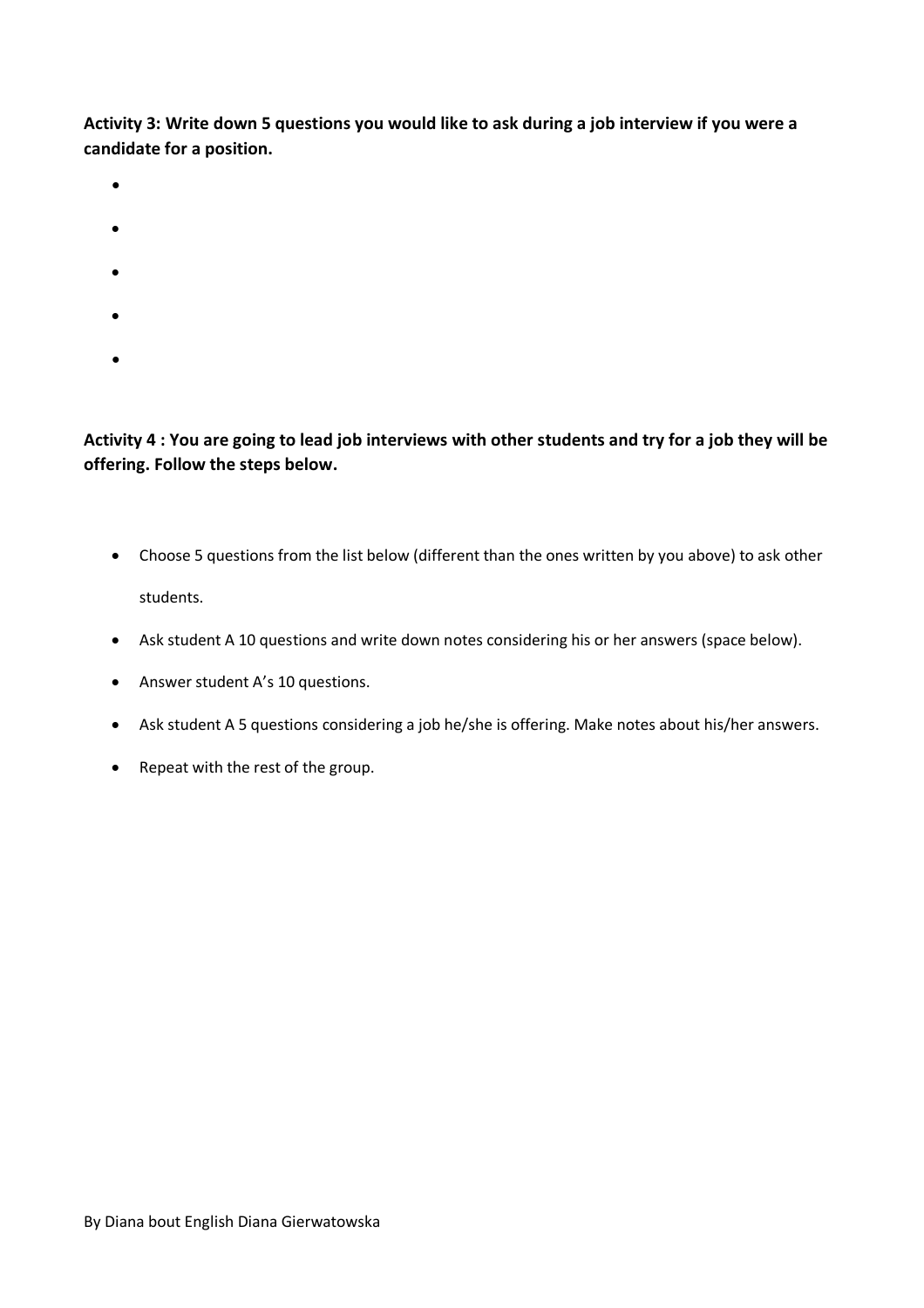**Activity 3: Write down 5 questions you would like to ask during a job interview if you were a candidate for a position.**

- 
- 
- 
- 
- 

**Activity 4 : You are going to lead job interviews with other students and try for a job they will be offering. Follow the steps below.**

- Choose 5 questions from the list below (different than the ones written by you above) to ask other students.
- Ask student A 10 questions and write down notes considering his or her answers (space below).
- Answer student A's 10 questions.
- Ask student A 5 questions considering a job he/she is offering. Make notes about his/her answers.
- Repeat with the rest of the group.

By Diana bout English Diana Gierwatowska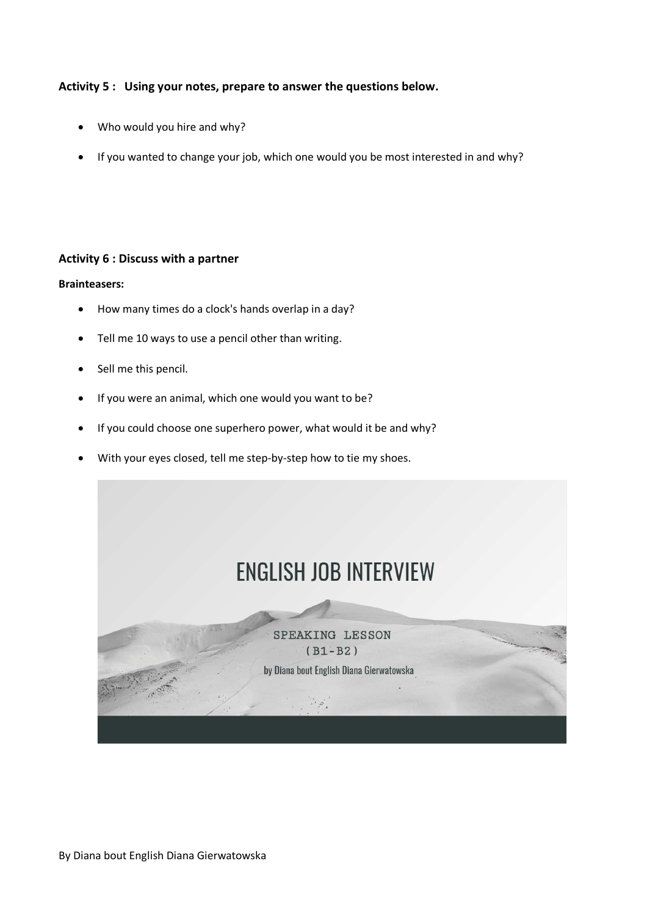**Activity 5 : Using your notes, prepare to answer the questions below.**

- Who would you hire and why?
- If you wanted to change your job, which one would you be most interested in and why?

**Activity 6 : Discuss with a partner**

**Brainteasers:**

- How many times do a clock's hands overlap in a day?
- Tell me 10 ways to use a pencil other than writing.
- Sell me this pencil.
- If you were an animal, which one would you want to be?
- If you could choose one superhero power, what would it be and why?
- With your eyes closed, tell me step-by-step how to tie my shoes.

ENGLISH JOB INTERVIEW

SPEAKING LESSON (B1-B2)

by Diana bout English Diana Gierwatowska